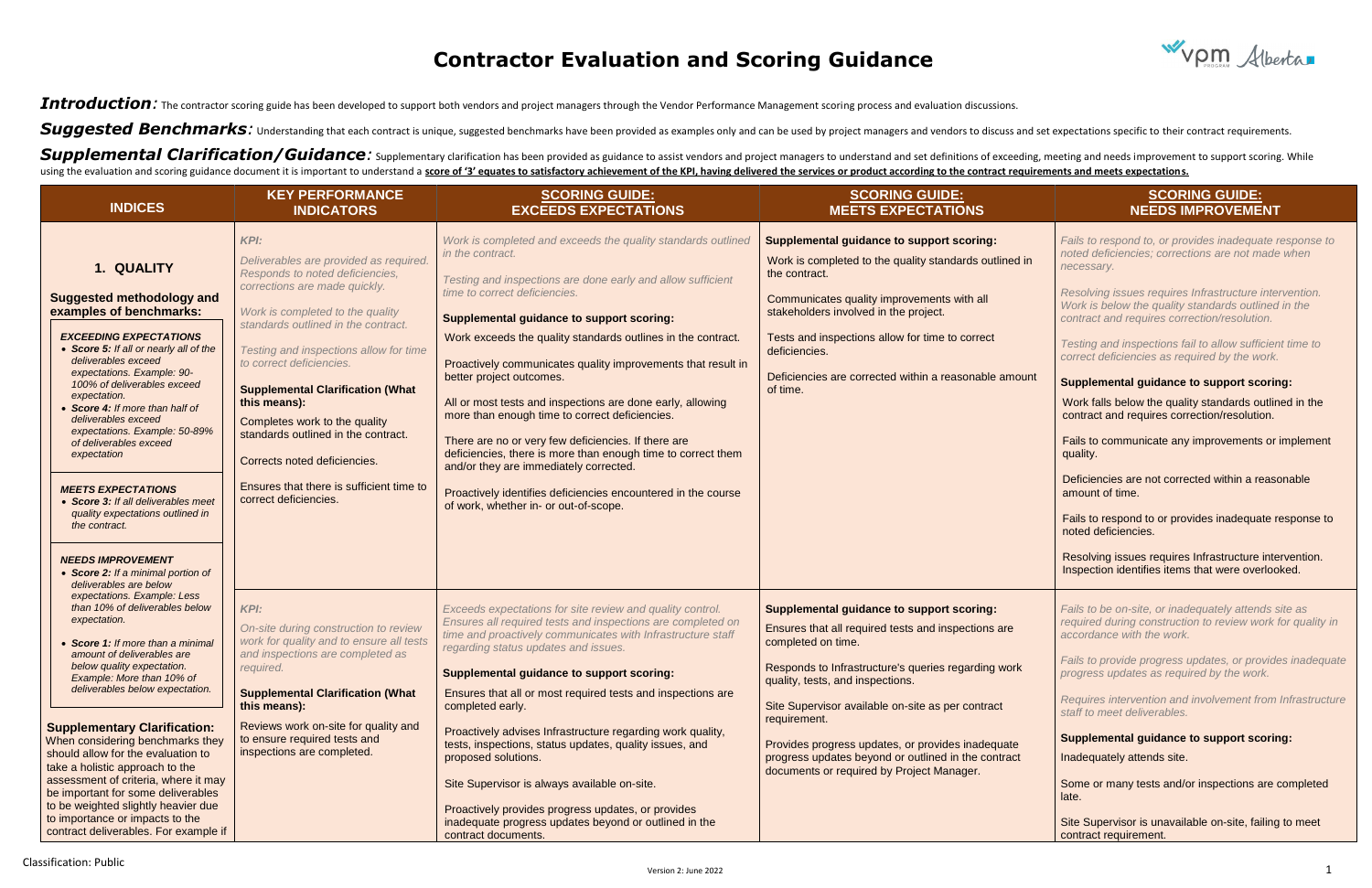# Contractor Evaluation and Scoring Guidance

***Introduction:*** The contractor scoring guide has been developed to support both vendors and project managers through the Vendor Performance Management scoring process and evaluation discussions.

***Suggested Benchmarks:*** Understanding that each contract is unique, suggested benchmarks have been provided as examples only and can be used by project managers and vendors to discuss and set expectations specific to their contract requirements.

***Supplemental Clarification/Guidance:*** Supplementary clarification has been provided as guidance to assist vendors and project managers to understand and set definitions of exceeding, meeting and needs improvement to support scoring. While using the evaluation and scoring guidance document it is important to understand a **score of '3' equates to satisfactory achievement of the KPI, having delivered the services or product according to the contract requirements and meets expectations.**

| INDICES | KEY PERFORMANCE INDICATORS | SCORING GUIDE: EXCEEDS EXPECTATIONS | SCORING GUIDE: MEETS EXPECTATIONS | SCORING GUIDE: NEEDS IMPROVEMENT |
|---|---|---|---|---|
| **1. QUALITY**<br><br>**Suggested methodology and examples of benchmarks:**<br><br>***EXCEEDING EXPECTATIONS***<br>• ***Score 5:*** *If all or nearly all of the deliverables exceed expectations. Example: 90-100% of deliverables exceed expectation.*<br>• ***Score 4:*** *If more than half of deliverables exceed expectations. Example: 50-89% of deliverables exceed expectation*<br><br>***MEETS EXPECTATIONS***<br>• ***Score 3:*** *If all deliverables meet quality expectations outlined in the contract.*<br><br>***NEEDS IMPROVEMENT***<br>• ***Score 2:*** *If a minimal portion of deliverables are below expectations. Example: Less than 10% of deliverables below expectation.*<br>• ***Score 1:*** *If more than a minimal amount of deliverables are below quality expectation. Example: More than 10% of deliverables below expectation.*<br><br>**Supplementary Clarification:**<br>When considering benchmarks they should allow for the evaluation to take a holistic approach to the assessment of criteria, where it may be important for some deliverables to be weighted slightly heavier due to importance or impacts to the contract deliverables. For example if | *KPI:*<br>*Deliverables are provided as required. Responds to noted deficiencies, corrections are made quickly.*<br><br>*Work is completed to the quality standards outlined in the contract.*<br><br>*Testing and inspections allow for time to correct deficiencies.*<br><br>**Supplemental Clarification (What this means):**<br>Completes work to the quality standards outlined in the contract.<br><br>Corrects noted deficiencies.<br><br>Ensures that there is sufficient time to correct deficiencies. | *Work is completed and exceeds the quality standards outlined in the contract.*<br><br>*Testing and inspections are done early and allow sufficient time to correct deficiencies.*<br><br>**Supplemental guidance to support scoring:**<br>Work exceeds the quality standards outlines in the contract.<br><br>Proactively communicates quality improvements that result in better project outcomes.<br><br>All or most tests and inspections are done early, allowing more than enough time to correct deficiencies.<br><br>There are no or very few deficiencies. If there are deficiencies, there is more than enough time to correct them and/or they are immediately corrected.<br><br>Proactively identifies deficiencies encountered in the course of work, whether in- or out-of-scope. | **Supplemental guidance to support scoring:**<br>Work is completed to the quality standards outlined in the contract.<br><br>Communicates quality improvements with all stakeholders involved in the project.<br><br>Tests and inspections allow for time to correct deficiencies.<br><br>Deficiencies are corrected within a reasonable amount of time. | *Fails to respond to, or provides inadequate response to noted deficiencies; corrections are not made when necessary.*<br><br>*Resolving issues requires Infrastructure intervention. Work is below the quality standards outlined in the contract and requires correction/resolution.*<br><br>*Testing and inspections fail to allow sufficient time to correct deficiencies as required by the work.*<br><br>**Supplemental guidance to support scoring:**<br>Work falls below the quality standards outlined in the contract and requires correction/resolution.<br><br>Fails to communicate any improvements or implement quality.<br><br>Deficiencies are not corrected within a reasonable amount of time.<br><br>Fails to respond to or provides inadequate response to noted deficiencies.<br><br>Resolving issues requires Infrastructure intervention. Inspection identifies items that were overlooked. |
| | *KPI:*<br>*On-site during construction to review work for quality and to ensure all tests and inspections are completed as required.*<br><br>**Supplemental Clarification (What this means):**<br>Reviews work on-site for quality and to ensure required tests and inspections are completed. | *Exceeds expectations for site review and quality control. Ensures all required tests and inspections are completed on time and proactively communicates with Infrastructure staff regarding status updates and issues.*<br><br>**Supplemental guidance to support scoring:**<br>Ensures that all or most required tests and inspections are completed early.<br><br>Proactively advises Infrastructure regarding work quality, tests, inspections, status updates, quality issues, and proposed solutions.<br><br>Site Supervisor is always available on-site.<br><br>Proactively provides progress updates, or provides inadequate progress updates beyond or outlined in the contract documents. | **Supplemental guidance to support scoring:**<br>Ensures that all required tests and inspections are completed on time.<br><br>Responds to Infrastructure's queries regarding work quality, tests, and inspections.<br><br>Site Supervisor available on-site as per contract requirement.<br><br>Provides progress updates, or provides inadequate progress updates beyond or outlined in the contract documents or required by Project Manager. | *Fails to be on-site, or inadequately attends site as required during construction to review work for quality in accordance with the work.*<br><br>*Fails to provide progress updates, or provides inadequate progress updates as required by the work.*<br><br>*Requires intervention and involvement from Infrastructure staff to meet deliverables.*<br><br>**Supplemental guidance to support scoring:**<br>Inadequately attends site.<br><br>Some or many tests and/or inspections are completed late.<br><br>Site Supervisor is unavailable on-site, failing to meet contract requirement. |

Classification: Public

Version 2: June 2022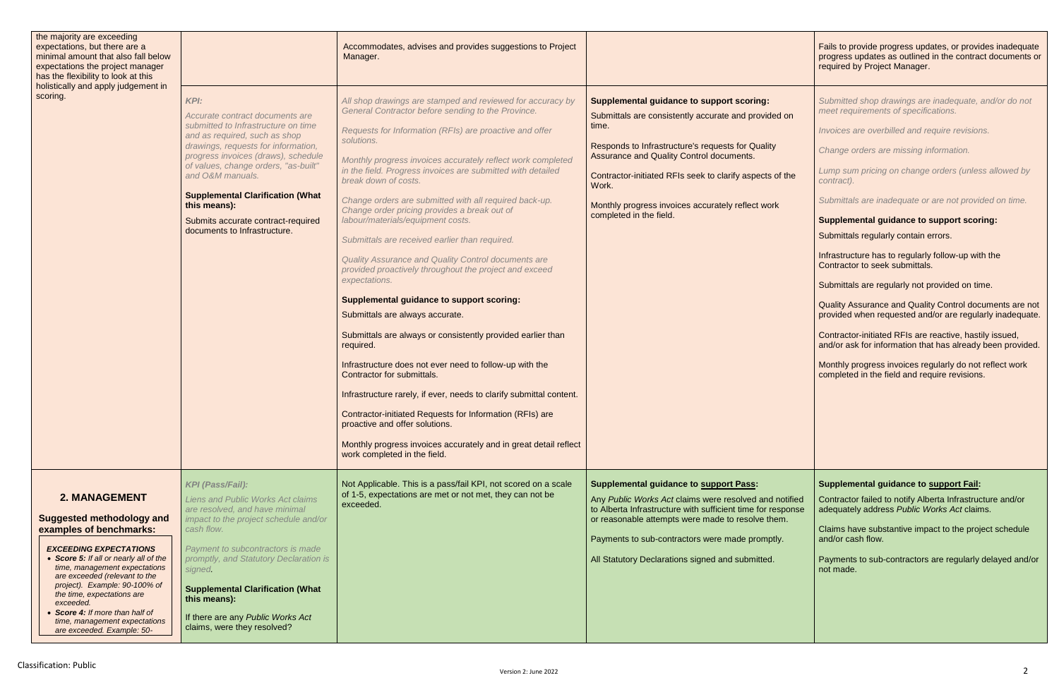| | | | | |
|---|---|---|---|---|
| the majority are exceeding expectations, but there are a minimal amount that also fall below expectations the project manager has the flexibility to look at this holistically and apply judgement in scoring. | | Accommodates, advises and provides suggestions to Project Manager. | | Fails to provide progress updates, or provides inadequate progress updates as outlined in the contract documents or required by Project Manager. |
| | *KPI:*<br><br>*Accurate contract documents are submitted to Infrastructure on time and as required, such as shop drawings, requests for information, progress invoices (draws), schedule of values, change orders, "as-built" and O&M manuals.*<br><br>**Supplemental Clarification (What this means):**<br><br>Submits accurate contract-required documents to Infrastructure. | *All shop drawings are stamped and reviewed for accuracy by General Contractor before sending to the Province.*<br><br>*Requests for Information (RFIs) are proactive and offer solutions.*<br><br>*Monthly progress invoices accurately reflect work completed in the field. Progress invoices are submitted with detailed break down of costs.*<br><br>*Change orders are submitted with all required back-up. Change order pricing provides a break out of labour/materials/equipment costs.*<br><br>*Submittals are received earlier than required.*<br><br>*Quality Assurance and Quality Control documents are provided proactively throughout the project and exceed expectations.*<br><br>**Supplemental guidance to support scoring:**<br><br>Submittals are always accurate.<br><br>Submittals are always or consistently provided earlier than required.<br><br>Infrastructure does not ever need to follow-up with the Contractor for submittals.<br><br>Infrastructure rarely, if ever, needs to clarify submittal content.<br><br>Contractor-initiated Requests for Information (RFIs) are proactive and offer solutions.<br><br>Monthly progress invoices accurately and in great detail reflect work completed in the field. | **Supplemental guidance to support scoring:**<br><br>Submittals are consistently accurate and provided on time.<br><br>Responds to Infrastructure's requests for Quality Assurance and Quality Control documents.<br><br>Contractor-initiated RFIs seek to clarify aspects of the Work.<br><br>Monthly progress invoices accurately reflect work completed in the field. | *Submitted shop drawings are inadequate, and/or do not meet requirements of specifications.*<br><br>*Invoices are overbilled and require revisions.*<br><br>*Change orders are missing information.*<br><br>*Lump sum pricing on change orders (unless allowed by contract).*<br><br>*Submittals are inadequate or are not provided on time.*<br><br>**Supplemental guidance to support scoring:**<br><br>Submittals regularly contain errors.<br><br>Infrastructure has to regularly follow-up with the Contractor to seek submittals.<br><br>Submittals are regularly not provided on time.<br><br>Quality Assurance and Quality Control documents are not provided when requested and/or are regularly inadequate.<br><br>Contractor-initiated RFIs are reactive, hastily issued, and/or ask for information that has already been provided.<br><br>Monthly progress invoices regularly do not reflect work completed in the field and require revisions. |
| **2. MANAGEMENT**<br><br>**Suggested methodology and examples of benchmarks:**<br><br>***EXCEEDING EXPECTATIONS***<br>• ***Score 5:*** *If all or nearly all of the time, management expectations are exceeded (relevant to the project). Example: 90-100% of the time, expectations are exceeded.*<br>• ***Score 4:*** *If more than half of time, management expectations are exceeded. Example: 50-* | *KPI (Pass/Fail):*<br><br>*Liens and Public Works Act claims are resolved, and have minimal impact to the project schedule and/or cash flow.*<br><br>*Payment to subcontractors is made promptly, and Statutory Declaration is signed.*<br><br>**Supplemental Clarification (What this means):**<br><br>If there are any *Public Works Act* claims, were they resolved? | Not Applicable. This is a pass/fail KPI, not scored on a scale of 1-5, expectations are met or not met, they can not be exceeded. | **Supplemental guidance to support Pass:**<br><br>Any *Public Works Act* claims were resolved and notified to Alberta Infrastructure with sufficient time for response or reasonable attempts were made to resolve them.<br><br>Payments to sub-contractors were made promptly.<br><br>All Statutory Declarations signed and submitted. | **Supplemental guidance to support Fail:**<br><br>Contractor failed to notify Alberta Infrastructure and/or adequately address *Public Works Act* claims.<br><br>Claims have substantive impact to the project schedule and/or cash flow.<br><br>Payments to sub-contractors are regularly delayed and/or not made. |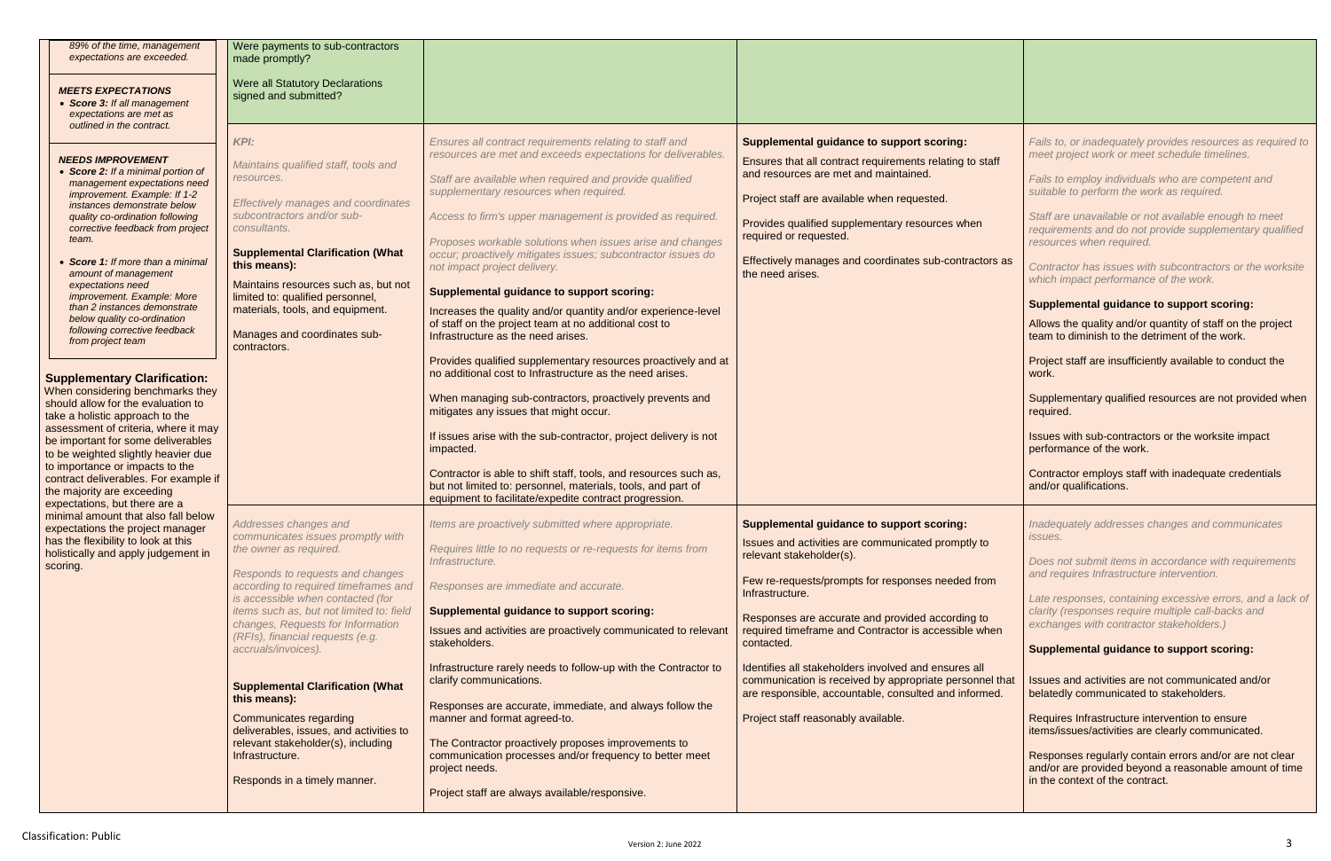| | | | | |
|---|---|---|---|---|
| *89% of the time, management expectations are exceeded.*<br><br>***MEETS EXPECTATIONS***<br>• ***Score 3:*** *If all management expectations are met as outlined in the contract.* | Were payments to sub-contractors made promptly?<br><br>Were all Statutory Declarations signed and submitted? | | | |
| ***NEEDS IMPROVEMENT***<br>• ***Score 2:*** *If a minimal portion of management expectations need improvement. Example: If 1-2 instances demonstrate below quality co-ordination following corrective feedback from project team.*<br><br>• ***Score 1:*** *If more than a minimal amount of management expectations need improvement. Example: More than 2 instances demonstrate below quality co-ordination following corrective feedback from project team*<br><br>**Supplementary Clarification:**<br>When considering benchmarks they should allow for the evaluation to take a holistic approach to the assessment of criteria, where it may be important for some deliverables to be weighted slightly heavier due to importance or impacts to the contract deliverables. For example if the majority are exceeding expectations, but there are a minimal amount that also fall below expectations the project manager has the flexibility to look at this holistically and apply judgement in scoring. | *KPI:*<br><br>*Maintains qualified staff, tools and resources.*<br><br>*Effectively manages and coordinates subcontractors and/or sub-consultants.*<br><br>**Supplemental Clarification (What this means):**<br>Maintains resources such as, but not limited to: qualified personnel, materials, tools, and equipment.<br><br>Manages and coordinates sub-contractors. | *Ensures all contract requirements relating to staff and resources are met and exceeds expectations for deliverables.*<br><br>*Staff are available when required and provide qualified supplementary resources when required.*<br><br>*Access to firm's upper management is provided as required.*<br><br>*Proposes workable solutions when issues arise and changes occur; proactively mitigates issues; subcontractor issues do not impact project delivery.*<br><br>**Supplemental guidance to support scoring:**<br>Increases the quality and/or quantity and/or experience-level of staff on the project team at no additional cost to Infrastructure as the need arises.<br><br>Provides qualified supplementary resources proactively and at no additional cost to Infrastructure as the need arises.<br><br>When managing sub-contractors, proactively prevents and mitigates any issues that might occur.<br><br>If issues arise with the sub-contractor, project delivery is not impacted.<br><br>Contractor is able to shift staff, tools, and resources such as, but not limited to: personnel, materials, tools, and part of equipment to facilitate/expedite contract progression. | **Supplemental guidance to support scoring:**<br>Ensures that all contract requirements relating to staff and resources are met and maintained.<br><br>Project staff are available when requested.<br><br>Provides qualified supplementary resources when required or requested.<br><br>Effectively manages and coordinates sub-contractors as the need arises. | *Fails to, or inadequately provides resources as required to meet project work or meet schedule timelines.*<br><br>*Fails to employ individuals who are competent and suitable to perform the work as required.*<br><br>*Staff are unavailable or not available enough to meet requirements and do not provide supplementary qualified resources when required.*<br><br>*Contractor has issues with subcontractors or the worksite which impact performance of the work.*<br><br>**Supplemental guidance to support scoring:**<br>Allows the quality and/or quantity of staff on the project team to diminish to the detriment of the work.<br><br>Project staff are insufficiently available to conduct the work.<br><br>Supplementary qualified resources are not provided when required.<br><br>Issues with sub-contractors or the worksite impact performance of the work.<br><br>Contractor employs staff with inadequate credentials and/or qualifications. |
| | *Addresses changes and communicates issues promptly with the owner as required.*<br><br>*Responds to requests and changes according to required timeframes and is accessible when contacted (for items such as, but not limited to: field changes, Requests for Information (RFIs), financial requests (e.g. accruals/invoices).*<br><br>**Supplemental Clarification (What this means):**<br>Communicates regarding deliverables, issues, and activities to relevant stakeholder(s), including Infrastructure.<br><br>Responds in a timely manner. | *Items are proactively submitted where appropriate.*<br><br>*Requires little to no requests or re-requests for items from Infrastructure.*<br><br>*Responses are immediate and accurate.*<br><br>**Supplemental guidance to support scoring:**<br>Issues and activities are proactively communicated to relevant stakeholders.<br><br>Infrastructure rarely needs to follow-up with the Contractor to clarify communications.<br><br>Responses are accurate, immediate, and always follow the manner and format agreed-to.<br><br>The Contractor proactively proposes improvements to communication processes and/or frequency to better meet project needs.<br><br>Project staff are always available/responsive. | **Supplemental guidance to support scoring:**<br>Issues and activities are communicated promptly to relevant stakeholder(s).<br><br>Few re-requests/prompts for responses needed from Infrastructure.<br><br>Responses are accurate and provided according to required timeframe and Contractor is accessible when contacted.<br><br>Identifies all stakeholders involved and ensures all communication is received by appropriate personnel that are responsible, accountable, consulted and informed.<br><br>Project staff reasonably available. | *Inadequately addresses changes and communicates issues.*<br><br>*Does not submit items in accordance with requirements and requires Infrastructure intervention.*<br><br>*Late responses, containing excessive errors, and a lack of clarity (responses require multiple call-backs and exchanges with contractor stakeholders.)*<br><br>**Supplemental guidance to support scoring:**<br>Issues and activities are not communicated and/or belatedly communicated to stakeholders.<br><br>Requires Infrastructure intervention to ensure items/issues/activities are clearly communicated.<br><br>Responses regularly contain errors and/or are not clear and/or are provided beyond a reasonable amount of time in the context of the contract. |

Classification: Public

Version 2: June 2022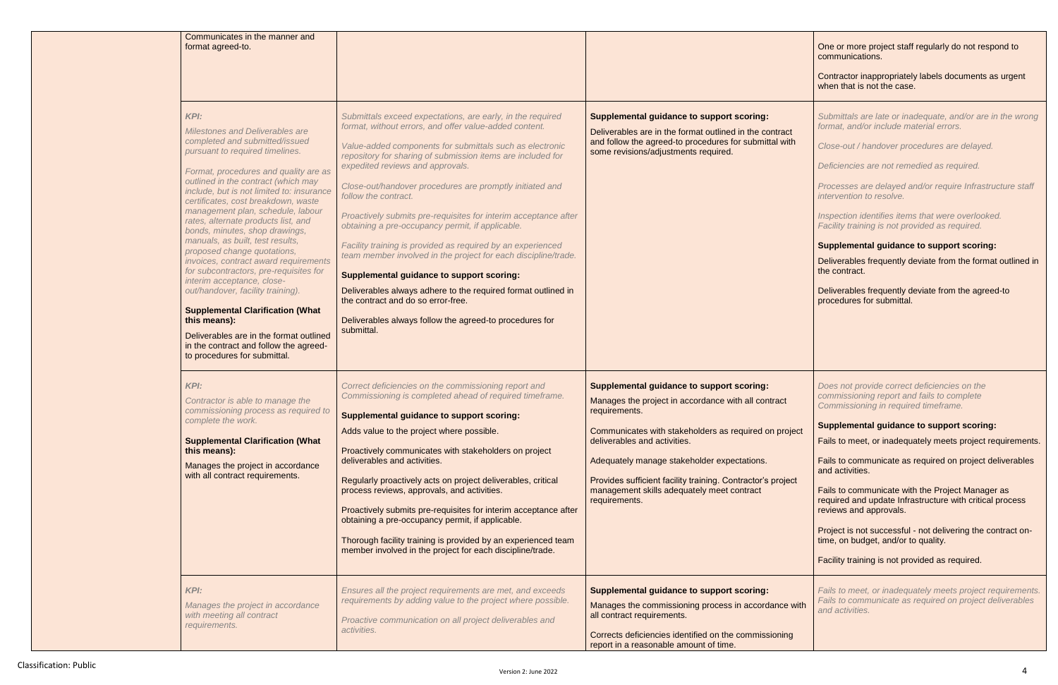| | | | | |
|---|---|---|---|---|
| | Communicates in the manner and format agreed-to. | | | One or more project staff regularly do not respond to communications.<br><br>Contractor inappropriately labels documents as urgent when that is not the case. |
| | *KPI:*<br><br>*Milestones and Deliverables are completed and submitted/issued pursuant to required timelines.*<br><br>*Format, procedures and quality are as outlined in the contract (which may include, but is not limited to: insurance certificates, cost breakdown, waste management plan, schedule, labour rates, alternate products list, and bonds, minutes, shop drawings, manuals, as built, test results, proposed change quotations, invoices, contract award requirements for subcontractors, pre-requisites for interim acceptance, close-out/handover, facility training).*<br><br>**Supplemental Clarification (What this means):**<br><br>Deliverables are in the format outlined in the contract and follow the agreed-to procedures for submittal. | *Submittals exceed expectations, are early, in the required format, without errors, and offer value-added content.*<br><br>*Value-added components for submittals such as electronic repository for sharing of submission items are included for expedited reviews and approvals.*<br><br>*Close-out/handover procedures are promptly initiated and follow the contract.*<br><br>*Proactively submits pre-requisites for interim acceptance after obtaining a pre-occupancy permit, if applicable.*<br><br>*Facility training is provided as required by an experienced team member involved in the project for each discipline/trade.*<br><br>**Supplemental guidance to support scoring:**<br><br>Deliverables always adhere to the required format outlined in the contract and do so error-free.<br><br>Deliverables always follow the agreed-to procedures for submittal. | **Supplemental guidance to support scoring:**<br><br>Deliverables are in the format outlined in the contract and follow the agreed-to procedures for submittal with some revisions/adjustments required. | *Submittals are late or inadequate, and/or are in the wrong format, and/or include material errors.*<br><br>*Close-out / handover procedures are delayed.*<br><br>*Deficiencies are not remedied as required.*<br><br>*Processes are delayed and/or require Infrastructure staff intervention to resolve.*<br><br>*Inspection identifies items that were overlooked. Facility training is not provided as required.*<br><br>**Supplemental guidance to support scoring:**<br><br>Deliverables frequently deviate from the format outlined in the contract.<br><br>Deliverables frequently deviate from the agreed-to procedures for submittal. |
| | *KPI:*<br><br>*Contractor is able to manage the commissioning process as required to complete the work.*<br><br>**Supplemental Clarification (What this means):**<br><br>Manages the project in accordance with all contract requirements. | *Correct deficiencies on the commissioning report and Commissioning is completed ahead of required timeframe.*<br><br>**Supplemental guidance to support scoring:**<br><br>Adds value to the project where possible.<br><br>Proactively communicates with stakeholders on project deliverables and activities.<br><br>Regularly proactively acts on project deliverables, critical process reviews, approvals, and activities.<br><br>Proactively submits pre-requisites for interim acceptance after obtaining a pre-occupancy permit, if applicable.<br><br>Thorough facility training is provided by an experienced team member involved in the project for each discipline/trade. | **Supplemental guidance to support scoring:**<br><br>Manages the project in accordance with all contract requirements.<br><br>Communicates with stakeholders as required on project deliverables and activities.<br><br>Adequately manage stakeholder expectations.<br><br>Provides sufficient facility training. Contractor's project management skills adequately meet contract requirements. | *Does not provide correct deficiencies on the commissioning report and fails to complete Commissioning in required timeframe.*<br><br>**Supplemental guidance to support scoring:**<br><br>Fails to meet, or inadequately meets project requirements.<br><br>Fails to communicate as required on project deliverables and activities.<br><br>Fails to communicate with the Project Manager as required and update Infrastructure with critical process reviews and approvals.<br><br>Project is not successful - not delivering the contract on-time, on budget, and/or to quality.<br><br>Facility training is not provided as required. |
| | *KPI:*<br><br>*Manages the project in accordance with meeting all contract requirements.* | *Ensures all the project requirements are met, and exceeds requirements by adding value to the project where possible.*<br><br>*Proactive communication on all project deliverables and activities.* | **Supplemental guidance to support scoring:**<br><br>Manages the commissioning process in accordance with all contract requirements.<br><br>Corrects deficiencies identified on the commissioning report in a reasonable amount of time. | *Fails to meet, or inadequately meets project requirements. Fails to communicate as required on project deliverables and activities.* |

Classification: Public

Version 2: June 2022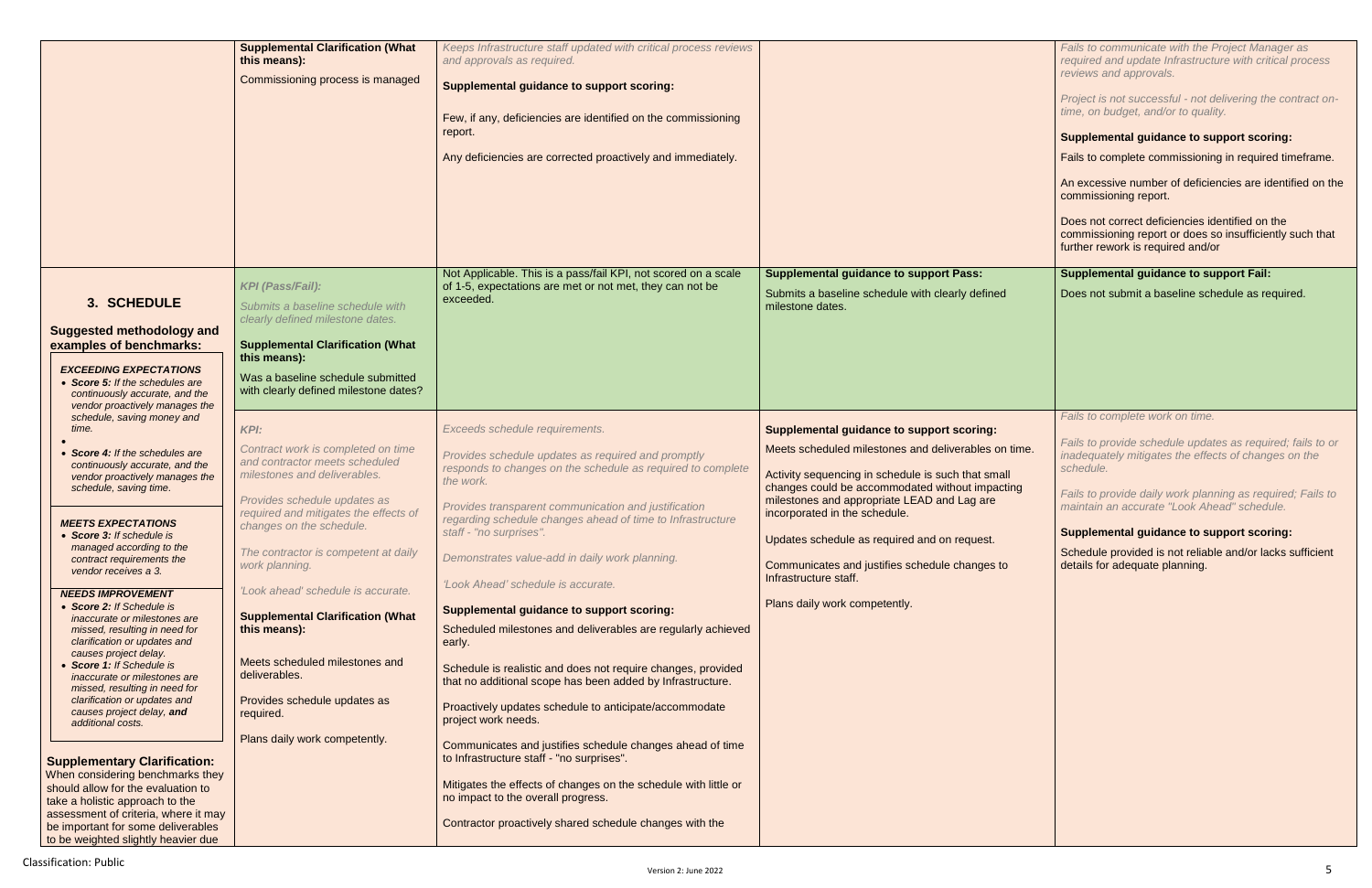| | | | | |
|---|---|---|---|---|
| | **Supplemental Clarification (What this means):**<br>Commissioning process is managed | *Keeps Infrastructure staff updated with critical process reviews and approvals as required.*<br>**Supplemental guidance to support scoring:**<br>Few, if any, deficiencies are identified on the commissioning report.<br>Any deficiencies are corrected proactively and immediately. | | *Fails to communicate with the Project Manager as required and update Infrastructure with critical process reviews and approvals.*<br>*Project is not successful - not delivering the contract on-time, on budget, and/or to quality.*<br>**Supplemental guidance to support scoring:**<br>Fails to complete commissioning in required timeframe.<br>An excessive number of deficiencies are identified on the commissioning report.<br>Does not correct deficiencies identified on the commissioning report or does so insufficiently such that further rework is required and/or |
| **3. SCHEDULE**<br>**Suggested methodology and examples of benchmarks:**<br>***EXCEEDING EXPECTATIONS***<br>• ***Score 5:*** *If the schedules are continuously accurate, and the vendor proactively manages the schedule, saving money and time.*<br>•<br>• ***Score 4:*** *If the schedules are continuously accurate, and the vendor proactively manages the schedule, saving time.*<br>***MEETS EXPECTATIONS***<br>• ***Score 3:*** *If schedule is managed according to the contract requirements the vendor receives a 3.*<br>***NEEDS IMPROVEMENT***<br>• ***Score 2:*** *If Schedule is inaccurate or milestones are missed, resulting in need for clarification or updates and causes project delay.*<br>• ***Score 1:*** *If Schedule is inaccurate or milestones are missed, resulting in need for clarification or updates and causes project delay,* ***and*** *additional costs.*<br>**Supplementary Clarification:**<br>When considering benchmarks they should allow for the evaluation to take a holistic approach to the assessment of criteria, where it may be important for some deliverables to be weighted slightly heavier due | ***KPI (Pass/Fail):***<br>*Submits a baseline schedule with clearly defined milestone dates.*<br>**Supplemental Clarification (What this means):**<br>Was a baseline schedule submitted with clearly defined milestone dates? | Not Applicable. This is a pass/fail KPI, not scored on a scale of 1-5, expectations are met or not met, they can not be exceeded. | **Supplemental guidance to support Pass:**<br>Submits a baseline schedule with clearly defined milestone dates. | **Supplemental guidance to support Fail:**<br>Does not submit a baseline schedule as required. |
| | ***KPI:***<br>*Contract work is completed on time and contractor meets scheduled milestones and deliverables.*<br>*Provides schedule updates as required and mitigates the effects of changes on the schedule.*<br>*The contractor is competent at daily work planning.*<br>*'Look ahead' schedule is accurate.*<br>**Supplemental Clarification (What this means):**<br>Meets scheduled milestones and deliverables.<br>Provides schedule updates as required.<br>Plans daily work competently. | *Exceeds schedule requirements.*<br>*Provides schedule updates as required and promptly responds to changes on the schedule as required to complete the work.*<br>*Provides transparent communication and justification regarding schedule changes ahead of time to Infrastructure staff - "no surprises".*<br>*Demonstrates value-add in daily work planning.*<br>*'Look Ahead' schedule is accurate.*<br>**Supplemental guidance to support scoring:**<br>Scheduled milestones and deliverables are regularly achieved early.<br>Schedule is realistic and does not require changes, provided that no additional scope has been added by Infrastructure.<br>Proactively updates schedule to anticipate/accommodate project work needs.<br>Communicates and justifies schedule changes ahead of time to Infrastructure staff - "no surprises".<br>Mitigates the effects of changes on the schedule with little or no impact to the overall progress.<br>Contractor proactively shared schedule changes with the | **Supplemental guidance to support scoring:**<br>Meets scheduled milestones and deliverables on time.<br>Activity sequencing in schedule is such that small changes could be accommodated without impacting milestones and appropriate LEAD and Lag are incorporated in the schedule.<br>Updates schedule as required and on request.<br>Communicates and justifies schedule changes to Infrastructure staff.<br>Plans daily work competently. | *Fails to complete work on time.*<br>*Fails to provide schedule updates as required; fails to or inadequately mitigates the effects of changes on the schedule.*<br>*Fails to provide daily work planning as required; Fails to maintain an accurate "Look Ahead" schedule.*<br>**Supplemental guidance to support scoring:**<br>Schedule provided is not reliable and/or lacks sufficient details for adequate planning. |

Classification: Public

Version 2: June 2022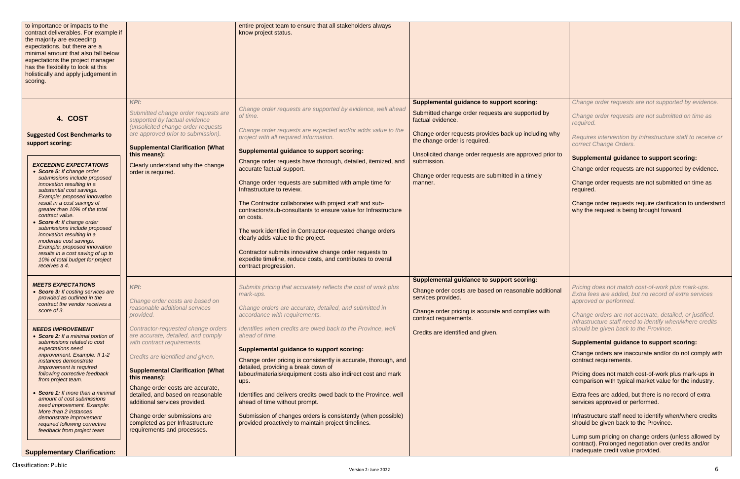| | | | | |
|---|---|---|---|---|
| to importance or impacts to the contract deliverables. For example if the majority are exceeding expectations, but there are a minimal amount that also fall below expectations the project manager has the flexibility to look at this holistically and apply judgement in scoring. | | entire project team to ensure that all stakeholders always know project status. | | |
| **4. COST**<br><br>**Suggested Cost Benchmarks to support scoring:**<br><br>***EXCEEDING EXPECTATIONS***<br>• ***Score 5:*** *If change order submissions include proposed innovation resulting in a substantial cost savings. Example: proposed innovation result in a cost savings of greater than 10% of the total contract value.*<br>• ***Score 4:*** *If change order submissions include proposed innovation resulting in a moderate cost savings. Example: proposed innovation results in a cost saving of up to 10% of total budget for project receives a 4.* | *KPI:*<br><br>*Submitted change order requests are supported by factual evidence (unsolicited change order requests are approved prior to submission).*<br><br>**Supplemental Clarification (What this means):**<br><br>Clearly understand why the change order is required. | *Change order requests are supported by evidence, well ahead of time.*<br><br>*Change order requests are expected and/or adds value to the project with all required information.*<br><br>**Supplemental guidance to support scoring:**<br><br>Change order requests have thorough, detailed, itemized, and accurate factual support.<br><br>Change order requests are submitted with ample time for Infrastructure to review.<br><br>The Contractor collaborates with project staff and sub-contractors/sub-consultants to ensure value for Infrastructure on costs.<br><br>The work identified in Contractor-requested change orders clearly adds value to the project.<br><br>Contractor submits innovative change order requests to expedite timeline, reduce costs, and contributes to overall contract progression. | **Supplemental guidance to support scoring:**<br><br>Submitted change order requests are supported by factual evidence.<br><br>Change order requests provides back up including why the change order is required.<br><br>Unsolicited change order requests are approved prior to submission.<br><br>Change order requests are submitted in a timely manner. | *Change order requests are not supported by evidence.*<br><br>*Change order requests are not submitted on time as required.*<br><br>*Requires intervention by Infrastructure staff to receive or correct Change Orders.*<br><br>**Supplemental guidance to support scoring:**<br><br>Change order requests are not supported by evidence.<br><br>Change order requests are not submitted on time as required.<br><br>Change order requests require clarification to understand why the request is being brought forward. |
| ***MEETS EXPECTATIONS***<br>• ***Score 3:*** *If costing services are provided as outlined in the contract the vendor receives a score of 3.*<br><br>***NEEDS IMPROVEMENT***<br>• ***Score 2:*** *If a minimal portion of submissions related to cost expectations need improvement. Example: If 1-2 instances demonstrate improvement is required following corrective feedback from project team.*<br>• ***Score 1:*** *If more than a minimal amount of cost submissions need improvement. Example: More than 2 instances demonstrate improvement required following corrective feedback from project team*<br><br>**Supplementary Clarification:** | *KPI:*<br><br>*Change order costs are based on reasonable additional services provided.*<br><br>*Contractor-requested change orders are accurate, detailed, and comply with contract requirements.*<br><br>*Credits are identified and given.*<br><br>**Supplemental Clarification (What this means):**<br><br>Change order costs are accurate, detailed, and based on reasonable additional services provided.<br><br>Change order submissions are completed as per Infrastructure requirements and processes. | *Submits pricing that accurately reflects the cost of work plus mark-ups.*<br><br>*Change orders are accurate, detailed, and submitted in accordance with requirements.*<br><br>*Identifies when credits are owed back to the Province, well ahead of time.*<br><br>**Supplemental guidance to support scoring:**<br><br>Change order pricing is consistently is accurate, thorough, and detailed, providing a break down of labour/materials/equipment costs also indirect cost and mark ups.<br><br>Identifies and delivers credits owed back to the Province, well ahead of time without prompt.<br><br>Submission of changes orders is consistently (when possible) provided proactively to maintain project timelines. | **Supplemental guidance to support scoring:**<br><br>Change order costs are based on reasonable additional services provided.<br><br>Change order pricing is accurate and complies with contract requirements.<br><br>Credits are identified and given. | *Pricing does not match cost-of-work plus mark-ups. Extra fees are added, but no record of extra services approved or performed.*<br><br>*Change orders are not accurate, detailed, or justified. Infrastructure staff need to identify when/where credits should be given back to the Province.*<br><br>**Supplemental guidance to support scoring:**<br><br>Change orders are inaccurate and/or do not comply with contract requirements.<br><br>Pricing does not match cost-of-work plus mark-ups in comparison with typical market value for the industry.<br><br>Extra fees are added, but there is no record of extra services approved or performed.<br><br>Infrastructure staff need to identify when/where credits should be given back to the Province.<br><br>Lump sum pricing on change orders (unless allowed by contract). Prolonged negotiation over credits and/or inadequate credit value provided. |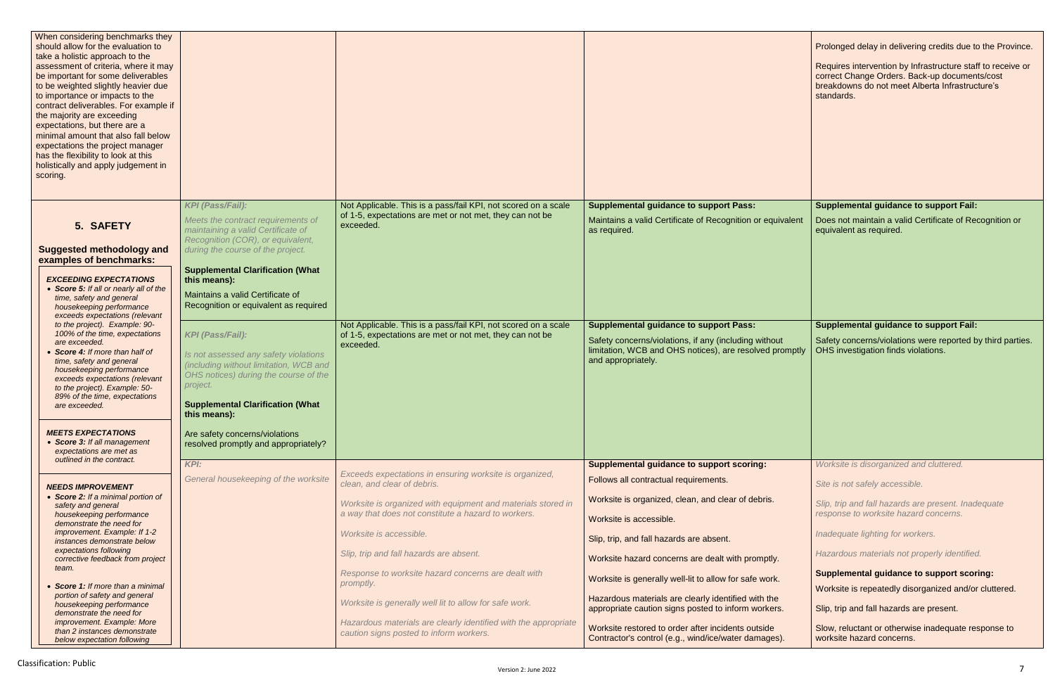| | | | | |
|---|---|---|---|---|
| When considering benchmarks they should allow for the evaluation to take a holistic approach to the assessment of criteria, where it may be important for some deliverables to be weighted slightly heavier due to importance or impacts to the contract deliverables. For example if the majority are exceeding expectations, but there are a minimal amount that also fall below expectations the project manager has the flexibility to look at this holistically and apply judgement in scoring. | | | | Prolonged delay in delivering credits due to the Province.<br><br>Requires intervention by Infrastructure staff to receive or correct Change Orders. Back-up documents/cost breakdowns do not meet Alberta Infrastructure's standards. |
| **5. SAFETY**<br><br>**Suggested methodology and examples of benchmarks:**<br><br>***EXCEEDING EXPECTATIONS***<br>• ***Score 5:*** *If all or nearly all of the time, safety and general housekeeping performance exceeds expectations (relevant to the project). Example: 90-100% of the time, expectations are exceeded.*<br>• ***Score 4:*** *If more than half of time, safety and general housekeeping performance exceeds expectations (relevant to the project). Example: 50-89% of the time, expectations are exceeded.*<br><br>***MEETS EXPECTATIONS***<br>• ***Score 3:*** *If all management expectations are met as outlined in the contract.*<br><br>***NEEDS IMPROVEMENT***<br>• ***Score 2:*** *If a minimal portion of safety and general housekeeping performance demonstrate the need for improvement. Example: If 1-2 instances demonstrate below expectations following corrective feedback from project team.*<br>• ***Score 1:*** *If more than a minimal portion of safety and general housekeeping performance demonstrate the need for improvement. Example: More than 2 instances demonstrate below expectation following* | ***KPI (Pass/Fail):***<br><br>*Meets the contract requirements of maintaining a valid Certificate of Recognition (COR), or equivalent, during the course of the project.*<br><br>**Supplemental Clarification (What this means):**<br><br>Maintains a valid Certificate of Recognition or equivalent as required | Not Applicable. This is a pass/fail KPI, not scored on a scale of 1-5, expectations are met or not met, they can not be exceeded. | **Supplemental guidance to support Pass:**<br><br>Maintains a valid Certificate of Recognition or equivalent as required. | **Supplemental guidance to support Fail:**<br><br>Does not maintain a valid Certificate of Recognition or equivalent as required. |
| | ***KPI (Pass/Fail):***<br><br>*Is not assessed any safety violations (including without limitation, WCB and OHS notices) during the course of the project.*<br><br>**Supplemental Clarification (What this means):**<br><br>Are safety concerns/violations resolved promptly and appropriately? | Not Applicable. This is a pass/fail KPI, not scored on a scale of 1-5, expectations are met or not met, they can not be exceeded. | **Supplemental guidance to support Pass:**<br><br>Safety concerns/violations, if any (including without limitation, WCB and OHS notices), are resolved promptly and appropriately. | **Supplemental guidance to support Fail:**<br><br>Safety concerns/violations were reported by third parties. OHS investigation finds violations. |
| | ***KPI:***<br><br>*General housekeeping of the worksite* | *Exceeds expectations in ensuring worksite is organized, clean, and clear of debris.*<br><br>*Worksite is organized with equipment and materials stored in a way that does not constitute a hazard to workers.*<br><br>*Worksite is accessible.*<br><br>*Slip, trip and fall hazards are absent.*<br><br>*Response to worksite hazard concerns are dealt with promptly.*<br><br>*Worksite is generally well lit to allow for safe work.*<br><br>*Hazardous materials are clearly identified with the appropriate caution signs posted to inform workers.* | **Supplemental guidance to support scoring:**<br><br>Follows all contractual requirements.<br><br>Worksite is organized, clean, and clear of debris.<br><br>Worksite is accessible.<br><br>Slip, trip, and fall hazards are absent.<br><br>Worksite hazard concerns are dealt with promptly.<br><br>Worksite is generally well-lit to allow for safe work.<br><br>Hazardous materials are clearly identified with the appropriate caution signs posted to inform workers.<br><br>Worksite restored to order after incidents outside Contractor's control (e.g., wind/ice/water damages). | *Worksite is disorganized and cluttered.*<br><br>*Site is not safely accessible.*<br><br>*Slip, trip and fall hazards are present. Inadequate response to worksite hazard concerns.*<br><br>*Inadequate lighting for workers.*<br><br>*Hazardous materials not properly identified.*<br><br>**Supplemental guidance to support scoring:**<br><br>Worksite is repeatedly disorganized and/or cluttered.<br><br>Slip, trip and fall hazards are present.<br><br>Slow, reluctant or otherwise inadequate response to worksite hazard concerns. |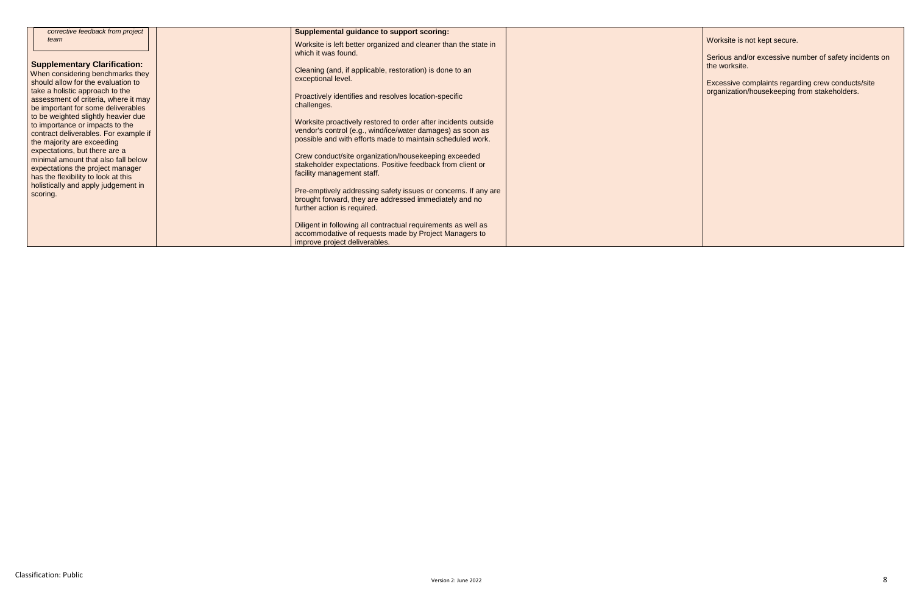| | | | | |
|---|---|---|---|---|
| *corrective feedback from project team*<br><br>**Supplementary Clarification:**<br>When considering benchmarks they should allow for the evaluation to take a holistic approach to the assessment of criteria, where it may be important for some deliverables to be weighted slightly heavier due to importance or impacts to the contract deliverables. For example if the majority are exceeding expectations, but there are a minimal amount that also fall below expectations the project manager has the flexibility to look at this holistically and apply judgement in scoring. | | **Supplemental guidance to support scoring:**<br><br>Worksite is left better organized and cleaner than the state in which it was found.<br><br>Cleaning (and, if applicable, restoration) is done to an exceptional level.<br><br>Proactively identifies and resolves location-specific challenges.<br><br>Worksite proactively restored to order after incidents outside vendor's control (e.g., wind/ice/water damages) as soon as possible and with efforts made to maintain scheduled work.<br><br>Crew conduct/site organization/housekeeping exceeded stakeholder expectations. Positive feedback from client or facility management staff.<br><br>Pre-emptively addressing safety issues or concerns. If any are brought forward, they are addressed immediately and no further action is required.<br><br>Diligent in following all contractual requirements as well as accommodative of requests made by Project Managers to improve project deliverables. | | Worksite is not kept secure.<br><br>Serious and/or excessive number of safety incidents on the worksite.<br><br>Excessive complaints regarding crew conducts/site organization/housekeeping from stakeholders. |

Classification: Public

Version 2: June 2022